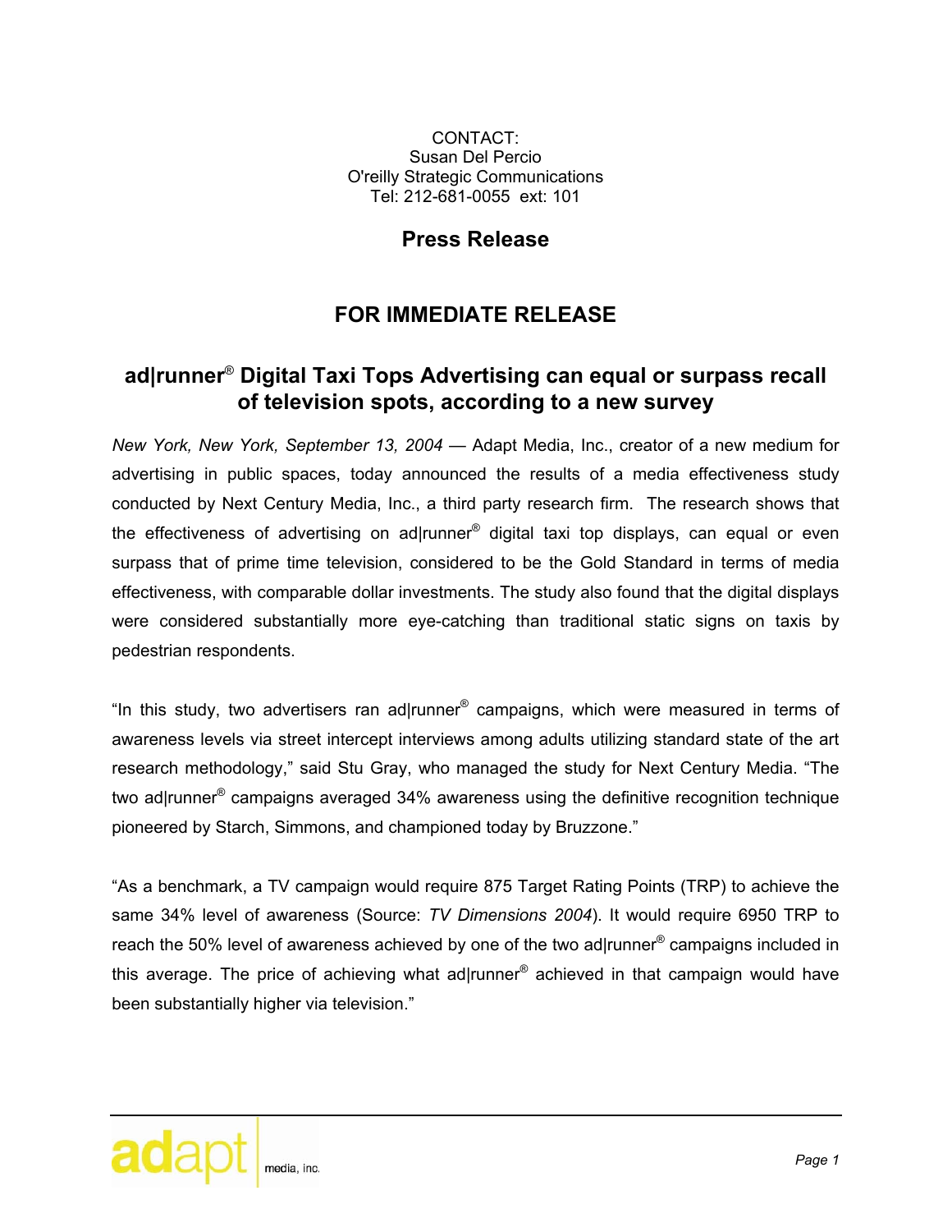CONTACT:
Susan Del Percio
O'reilly Strategic Communications
Tel: 212-681-0055 ext: 101

**Press Release**

## FOR IMMEDIATE RELEASE

## ad|runner® Digital Taxi Tops Advertising can equal or surpass recall of television spots, according to a new survey

*New York, New York, September 13, 2004* — Adapt Media, Inc., creator of a new medium for advertising in public spaces, today announced the results of a media effectiveness study conducted by Next Century Media, Inc., a third party research firm. The research shows that the effectiveness of advertising on ad|runner® digital taxi top displays, can equal or even surpass that of prime time television, considered to be the Gold Standard in terms of media effectiveness, with comparable dollar investments. The study also found that the digital displays were considered substantially more eye-catching than traditional static signs on taxis by pedestrian respondents.

"In this study, two advertisers ran ad|runner® campaigns, which were measured in terms of awareness levels via street intercept interviews among adults utilizing standard state of the art research methodology," said Stu Gray, who managed the study for Next Century Media. "The two ad|runner® campaigns averaged 34% awareness using the definitive recognition technique pioneered by Starch, Simmons, and championed today by Bruzzone."

"As a benchmark, a TV campaign would require 875 Target Rating Points (TRP) to achieve the same 34% level of awareness (Source: *TV Dimensions 2004*). It would require 6950 TRP to reach the 50% level of awareness achieved by one of the two ad|runner® campaigns included in this average. The price of achieving what ad|runner® achieved in that campaign would have been substantially higher via television."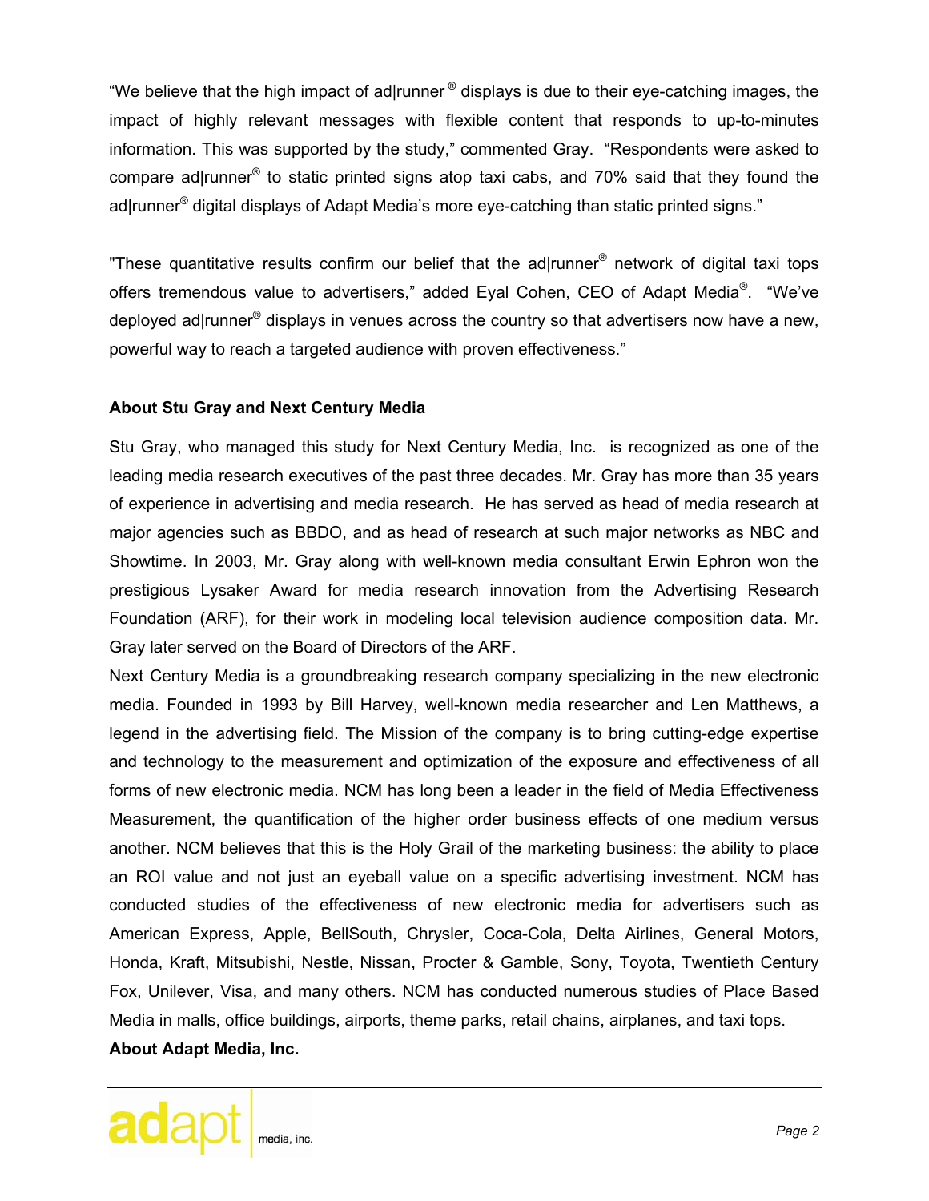"We believe that the high impact of ad|runner® displays is due to their eye-catching images, the impact of highly relevant messages with flexible content that responds to up-to-minutes information. This was supported by the study," commented Gray. "Respondents were asked to compare ad|runner® to static printed signs atop taxi cabs, and 70% said that they found the ad|runner® digital displays of Adapt Media's more eye-catching than static printed signs."

"These quantitative results confirm our belief that the ad|runner® network of digital taxi tops offers tremendous value to advertisers," added Eyal Cohen, CEO of Adapt Media®. "We've deployed ad|runner® displays in venues across the country so that advertisers now have a new, powerful way to reach a targeted audience with proven effectiveness."

**About Stu Gray and Next Century Media**

Stu Gray, who managed this study for Next Century Media, Inc. is recognized as one of the leading media research executives of the past three decades. Mr. Gray has more than 35 years of experience in advertising and media research. He has served as head of media research at major agencies such as BBDO, and as head of research at such major networks as NBC and Showtime. In 2003, Mr. Gray along with well-known media consultant Erwin Ephron won the prestigious Lysaker Award for media research innovation from the Advertising Research Foundation (ARF), for their work in modeling local television audience composition data. Mr. Gray later served on the Board of Directors of the ARF.

Next Century Media is a groundbreaking research company specializing in the new electronic media. Founded in 1993 by Bill Harvey, well-known media researcher and Len Matthews, a legend in the advertising field. The Mission of the company is to bring cutting-edge expertise and technology to the measurement and optimization of the exposure and effectiveness of all forms of new electronic media. NCM has long been a leader in the field of Media Effectiveness Measurement, the quantification of the higher order business effects of one medium versus another. NCM believes that this is the Holy Grail of the marketing business: the ability to place an ROI value and not just an eyeball value on a specific advertising investment. NCM has conducted studies of the effectiveness of new electronic media for advertisers such as American Express, Apple, BellSouth, Chrysler, Coca-Cola, Delta Airlines, General Motors, Honda, Kraft, Mitsubishi, Nestle, Nissan, Procter & Gamble, Sony, Toyota, Twentieth Century Fox, Unilever, Visa, and many others. NCM has conducted numerous studies of Place Based Media in malls, office buildings, airports, theme parks, retail chains, airplanes, and taxi tops.

**About Adapt Media, Inc.**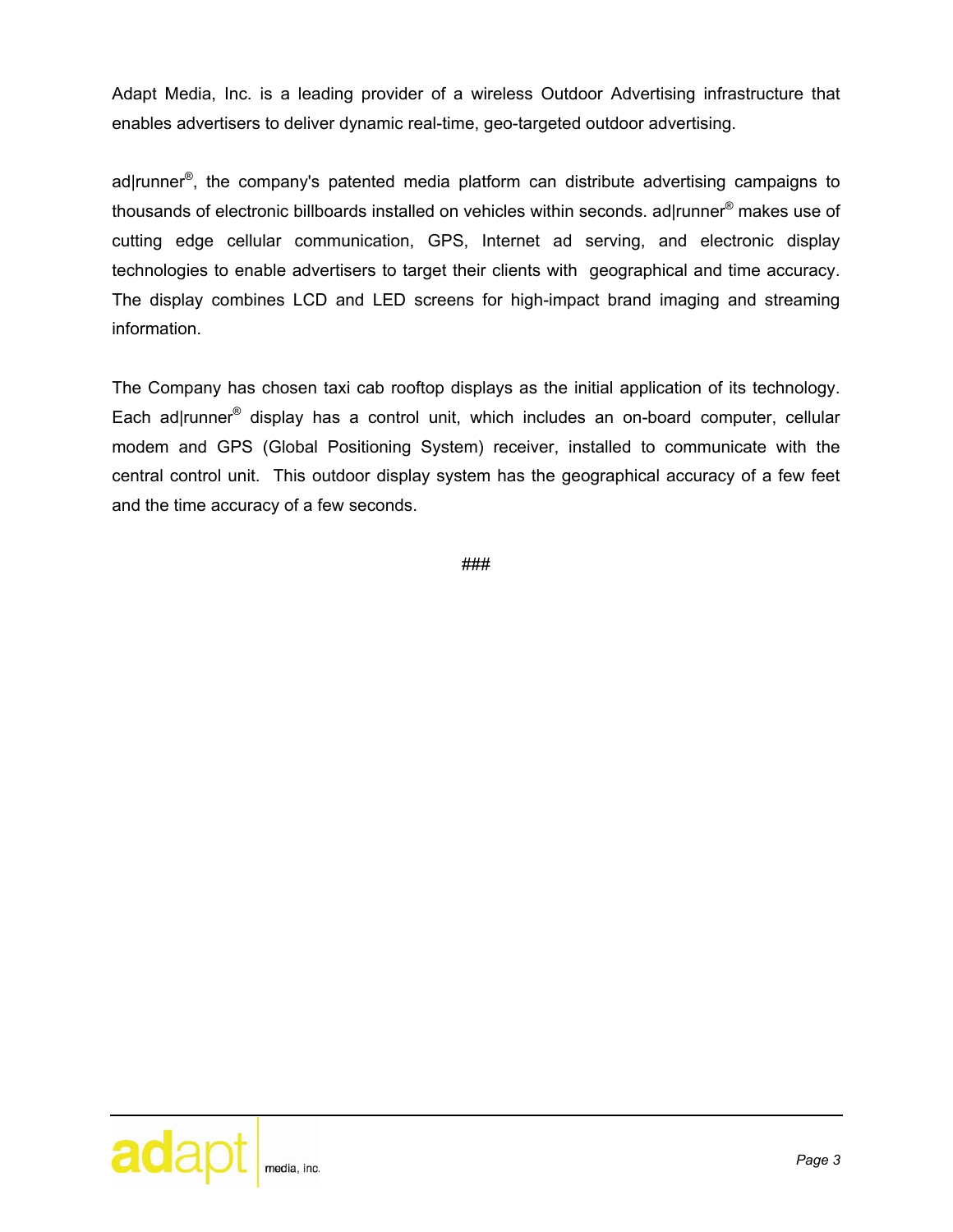Adapt Media, Inc. is a leading provider of a wireless Outdoor Advertising infrastructure that enables advertisers to deliver dynamic real-time, geo-targeted outdoor advertising.

ad|runner®, the company's patented media platform can distribute advertising campaigns to thousands of electronic billboards installed on vehicles within seconds. ad|runner® makes use of cutting edge cellular communication, GPS, Internet ad serving, and electronic display technologies to enable advertisers to target their clients with geographical and time accuracy. The display combines LCD and LED screens for high-impact brand imaging and streaming information.

The Company has chosen taxi cab rooftop displays as the initial application of its technology. Each ad|runner® display has a control unit, which includes an on-board computer, cellular modem and GPS (Global Positioning System) receiver, installed to communicate with the central control unit. This outdoor display system has the geographical accuracy of a few feet and the time accuracy of a few seconds.

###